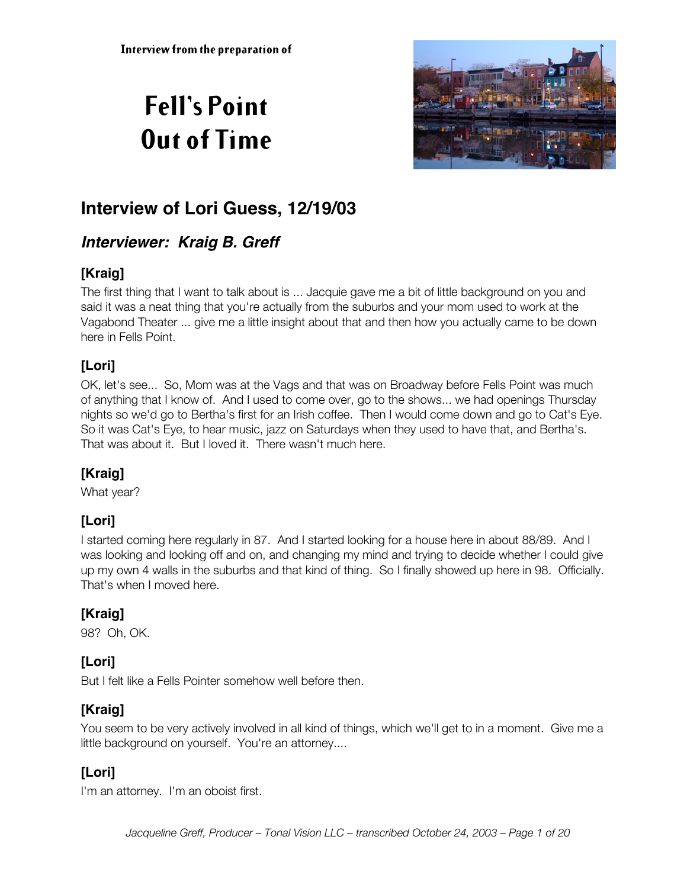Interview from the preparation of

# Fell's Point Out of Time

## Interview of Lori Guess, 12/19/03

### *Interviewer: Kraig B. Greff*

### [Kraig]

The first thing that I want to talk about is ... Jacquie gave me a bit of little background on you and said it was a neat thing that you're actually from the suburbs and your mom used to work at the Vagabond Theater ... give me a little insight about that and then how you actually came to be down here in Fells Point.

### [Lori]

OK, let's see... So, Mom was at the Vags and that was on Broadway before Fells Point was much of anything that I know of. And I used to come over, go to the shows... we had openings Thursday nights so we'd go to Bertha's first for an Irish coffee. Then I would come down and go to Cat's Eye. So it was Cat's Eye, to hear music, jazz on Saturdays when they used to have that, and Bertha's. That was about it. But I loved it. There wasn't much here.

### [Kraig]

What year?

### [Lori]

I started coming here regularly in 87. And I started looking for a house here in about 88/89. And I was looking and looking off and on, and changing my mind and trying to decide whether I could give up my own 4 walls in the suburbs and that kind of thing. So I finally showed up here in 98. Officially. That's when I moved here.

### [Kraig]

98? Oh, OK.

### [Lori]

But I felt like a Fells Pointer somehow well before then.

### [Kraig]

You seem to be very actively involved in all kind of things, which we'll get to in a moment. Give me a little background on yourself. You're an attorney....

### [Lori]

I'm an attorney. I'm an oboist first.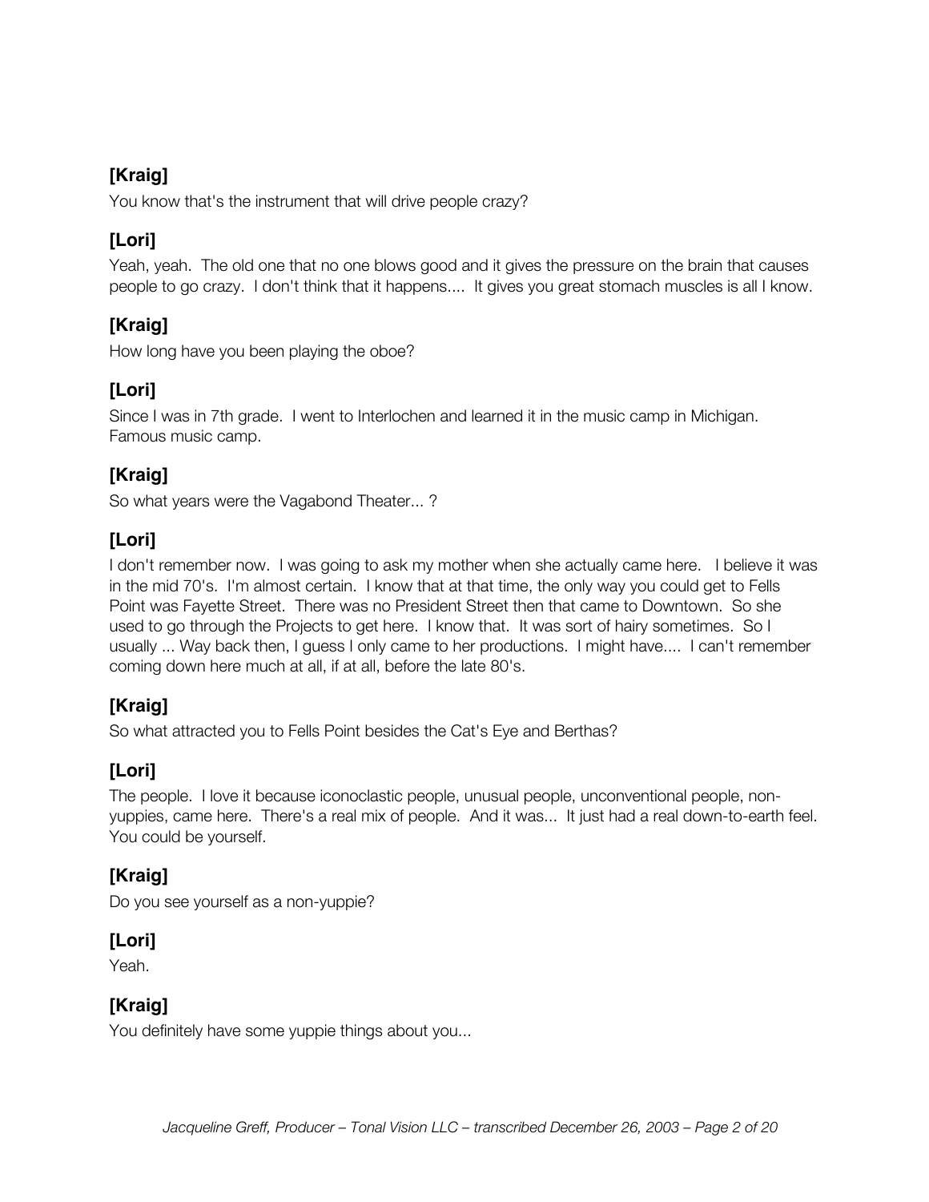## [Kraig]

You know that's the instrument that will drive people crazy?

## [Lori]

Yeah, yeah. The old one that no one blows good and it gives the pressure on the brain that causes people to go crazy. I don't think that it happens.... It gives you great stomach muscles is all I know.

## [Kraig]

How long have you been playing the oboe?

## [Lori]

Since I was in 7th grade. I went to Interlochen and learned it in the music camp in Michigan. Famous music camp.

## [Kraig]

So what years were the Vagabond Theater... ?

## [Lori]

I don't remember now. I was going to ask my mother when she actually came here. I believe it was in the mid 70's. I'm almost certain. I know that at that time, the only way you could get to Fells Point was Fayette Street. There was no President Street then that came to Downtown. So she used to go through the Projects to get here. I know that. It was sort of hairy sometimes. So I usually ... Way back then, I guess I only came to her productions. I might have.... I can't remember coming down here much at all, if at all, before the late 80's.

## [Kraig]

So what attracted you to Fells Point besides the Cat's Eye and Berthas?

## [Lori]

The people. I love it because iconoclastic people, unusual people, unconventional people, non-yuppies, came here. There's a real mix of people. And it was... It just had a real down-to-earth feel. You could be yourself.

## [Kraig]

Do you see yourself as a non-yuppie?

## [Lori]

Yeah.

## [Kraig]

You definitely have some yuppie things about you...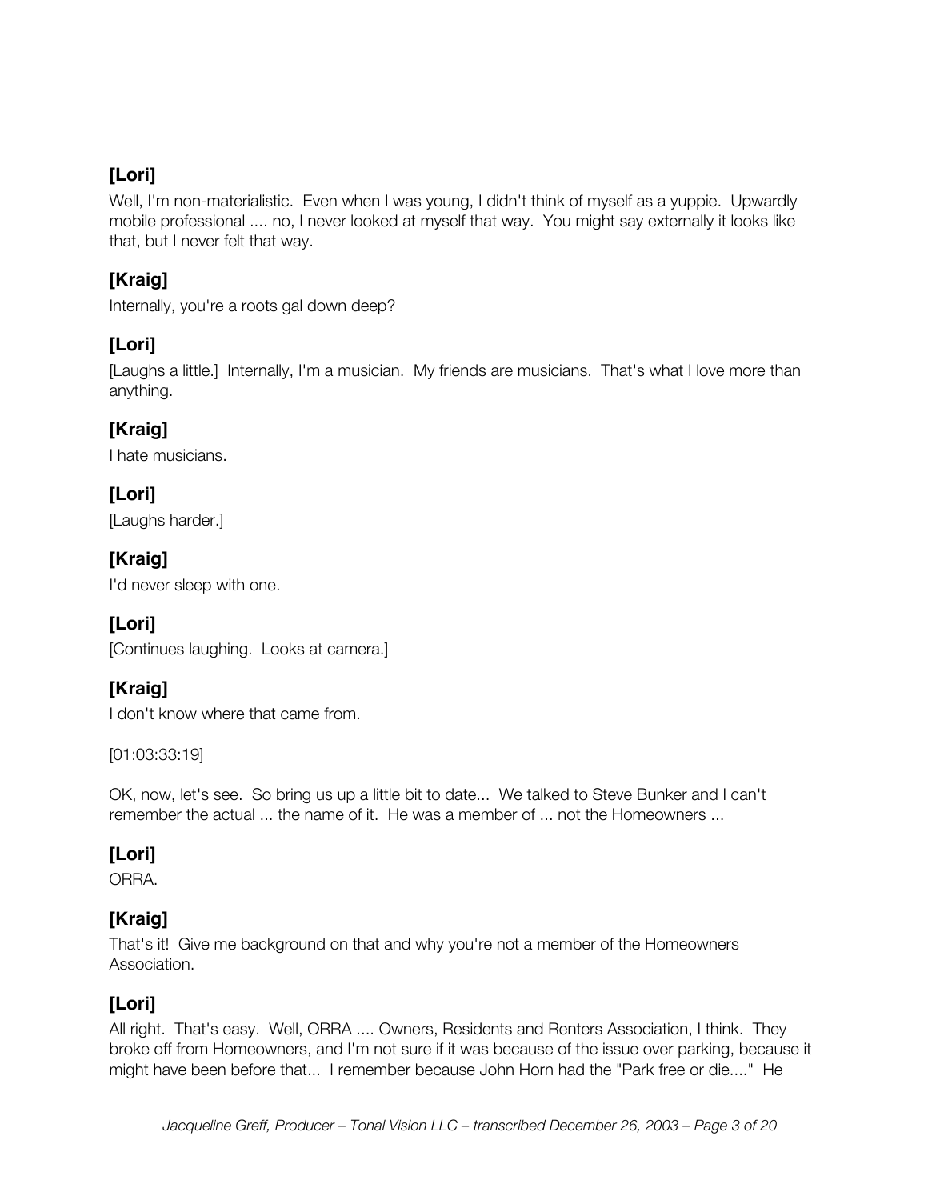**[Lori]**

Well, I'm non-materialistic. Even when I was young, I didn't think of myself as a yuppie. Upwardly mobile professional .... no, I never looked at myself that way. You might say externally it looks like that, but I never felt that way.

**[Kraig]**

Internally, you're a roots gal down deep?

**[Lori]**

[Laughs a little.] Internally, I'm a musician. My friends are musicians. That's what I love more than anything.

**[Kraig]**

I hate musicians.

**[Lori]**

[Laughs harder.]

**[Kraig]**

I'd never sleep with one.

**[Lori]**

[Continues laughing. Looks at camera.]

**[Kraig]**

I don't know where that came from.

[01:03:33:19]

OK, now, let's see. So bring us up a little bit to date... We talked to Steve Bunker and I can't remember the actual ... the name of it. He was a member of ... not the Homeowners ...

**[Lori]**

ORRA.

**[Kraig]**

That's it! Give me background on that and why you're not a member of the Homeowners Association.

**[Lori]**

All right. That's easy. Well, ORRA .... Owners, Residents and Renters Association, I think. They broke off from Homeowners, and I'm not sure if it was because of the issue over parking, because it might have been before that... I remember because John Horn had the "Park free or die...." He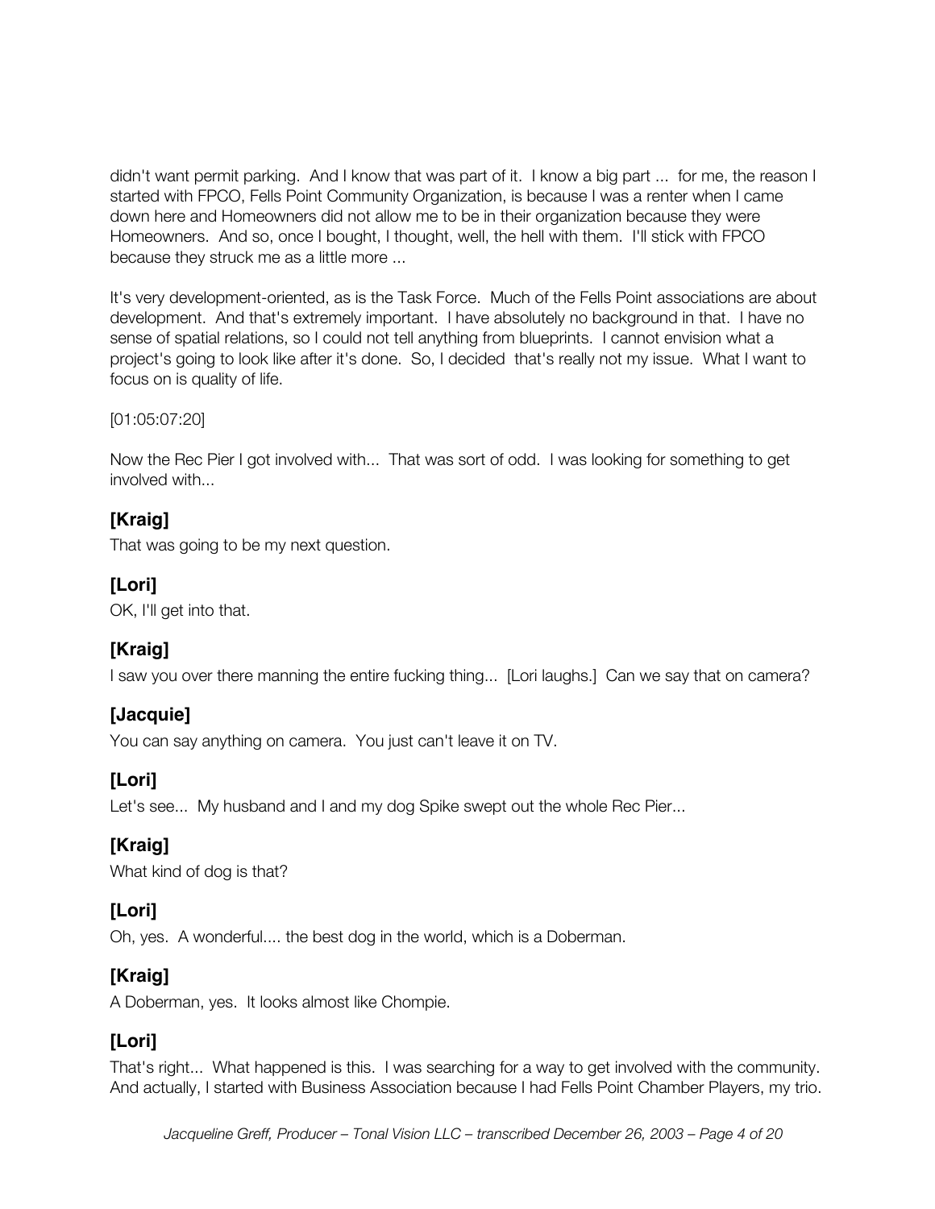didn't want permit parking. And I know that was part of it. I know a big part ... for me, the reason I started with FPCO, Fells Point Community Organization, is because I was a renter when I came down here and Homeowners did not allow me to be in their organization because they were Homeowners. And so, once I bought, I thought, well, the hell with them. I'll stick with FPCO because they struck me as a little more ...

It's very development-oriented, as is the Task Force. Much of the Fells Point associations are about development. And that's extremely important. I have absolutely no background in that. I have no sense of spatial relations, so I could not tell anything from blueprints. I cannot envision what a project's going to look like after it's done. So, I decided that's really not my issue. What I want to focus on is quality of life.

[01:05:07:20]

Now the Rec Pier I got involved with... That was sort of odd. I was looking for something to get involved with...

**[Kraig]**
That was going to be my next question.

**[Lori]**
OK, I'll get into that.

**[Kraig]**
I saw you over there manning the entire fucking thing... [Lori laughs.] Can we say that on camera?

**[Jacquie]**
You can say anything on camera. You just can't leave it on TV.

**[Lori]**
Let's see... My husband and I and my dog Spike swept out the whole Rec Pier...

**[Kraig]**
What kind of dog is that?

**[Lori]**
Oh, yes. A wonderful.... the best dog in the world, which is a Doberman.

**[Kraig]**
A Doberman, yes. It looks almost like Chompie.

**[Lori]**
That's right... What happened is this. I was searching for a way to get involved with the community. And actually, I started with Business Association because I had Fells Point Chamber Players, my trio.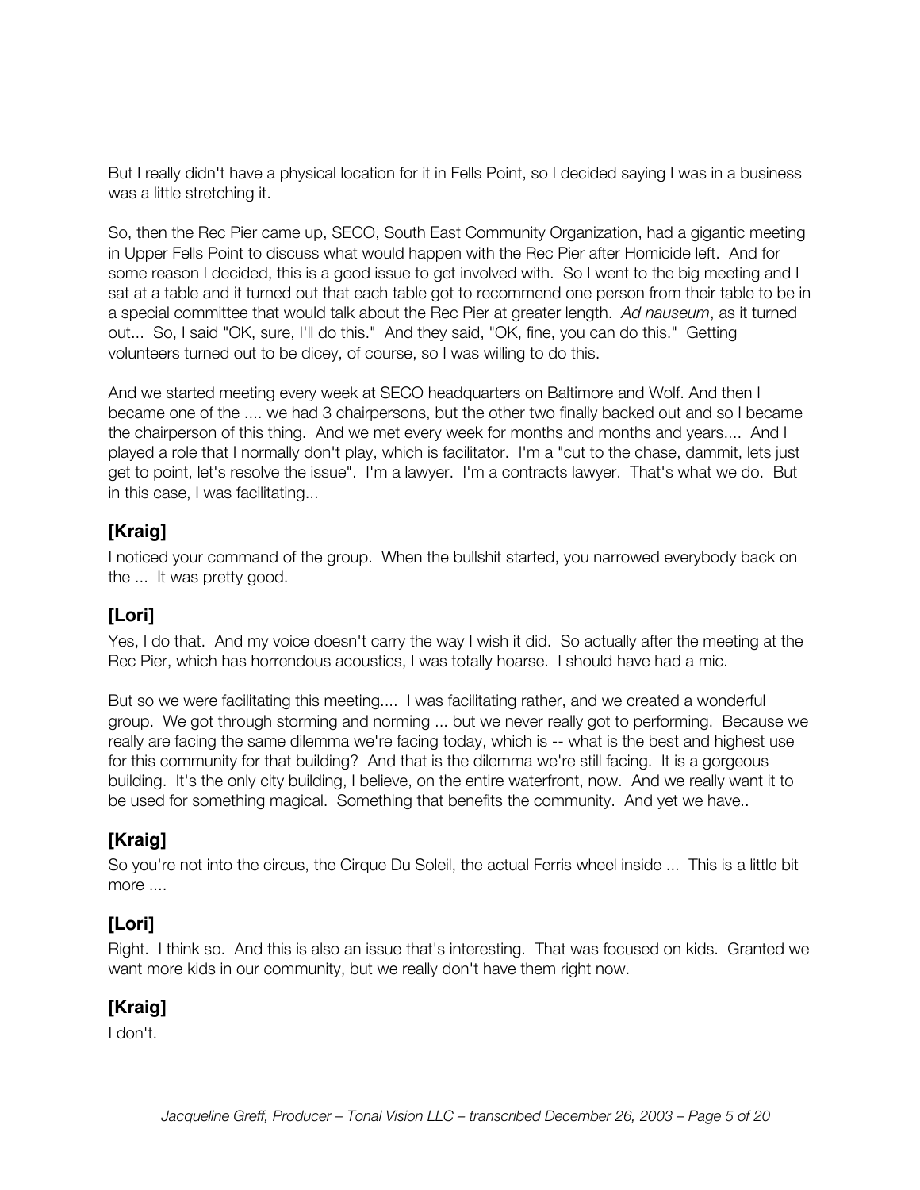But I really didn't have a physical location for it in Fells Point, so I decided saying I was in a business was a little stretching it.

So, then the Rec Pier came up, SECO, South East Community Organization, had a gigantic meeting in Upper Fells Point to discuss what would happen with the Rec Pier after Homicide left. And for some reason I decided, this is a good issue to get involved with. So I went to the big meeting and I sat at a table and it turned out that each table got to recommend one person from their table to be in a special committee that would talk about the Rec Pier at greater length. *Ad nauseum*, as it turned out... So, I said "OK, sure, I'll do this." And they said, "OK, fine, you can do this." Getting volunteers turned out to be dicey, of course, so I was willing to do this.

And we started meeting every week at SECO headquarters on Baltimore and Wolf. And then I became one of the .... we had 3 chairpersons, but the other two finally backed out and so I became the chairperson of this thing. And we met every week for months and months and years.... And I played a role that I normally don't play, which is facilitator. I'm a "cut to the chase, dammit, lets just get to point, let's resolve the issue". I'm a lawyer. I'm a contracts lawyer. That's what we do. But in this case, I was facilitating...

## [Kraig]

I noticed your command of the group. When the bullshit started, you narrowed everybody back on the ... It was pretty good.

## [Lori]

Yes, I do that. And my voice doesn't carry the way I wish it did. So actually after the meeting at the Rec Pier, which has horrendous acoustics, I was totally hoarse. I should have had a mic.

But so we were facilitating this meeting.... I was facilitating rather, and we created a wonderful group. We got through storming and norming ... but we never really got to performing. Because we really are facing the same dilemma we're facing today, which is -- what is the best and highest use for this community for that building? And that is the dilemma we're still facing. It is a gorgeous building. It's the only city building, I believe, on the entire waterfront, now. And we really want it to be used for something magical. Something that benefits the community. And yet we have..

## [Kraig]

So you're not into the circus, the Cirque Du Soleil, the actual Ferris wheel inside ... This is a little bit more ....

## [Lori]

Right. I think so. And this is also an issue that's interesting. That was focused on kids. Granted we want more kids in our community, but we really don't have them right now.

## [Kraig]

I don't.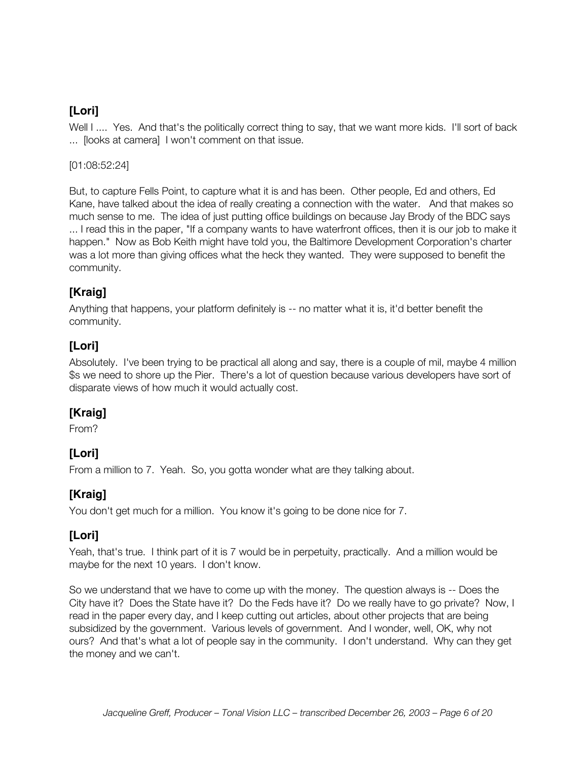### [Lori]

Well I .... Yes. And that's the politically correct thing to say, that we want more kids. I'll sort of back ... [looks at camera] I won't comment on that issue.

[01:08:52:24]

But, to capture Fells Point, to capture what it is and has been. Other people, Ed and others, Ed Kane, have talked about the idea of really creating a connection with the water. And that makes so much sense to me. The idea of just putting office buildings on because Jay Brody of the BDC says ... I read this in the paper, "If a company wants to have waterfront offices, then it is our job to make it happen." Now as Bob Keith might have told you, the Baltimore Development Corporation's charter was a lot more than giving offices what the heck they wanted. They were supposed to benefit the community.

### [Kraig]

Anything that happens, your platform definitely is -- no matter what it is, it'd better benefit the community.

### [Lori]

Absolutely. I've been trying to be practical all along and say, there is a couple of mil, maybe 4 million $s we need to shore up the Pier. There's a lot of question because various developers have sort of disparate views of how much it would actually cost.

### [Kraig]

From?

### [Lori]

From a million to 7. Yeah. So, you gotta wonder what are they talking about.

### [Kraig]

You don't get much for a million. You know it's going to be done nice for 7.

### [Lori]

Yeah, that's true. I think part of it is 7 would be in perpetuity, practically. And a million would be maybe for the next 10 years. I don't know.

So we understand that we have to come up with the money. The question always is -- Does the City have it? Does the State have it? Do the Feds have it? Do we really have to go private? Now, I read in the paper every day, and I keep cutting out articles, about other projects that are being subsidized by the government. Various levels of government. And I wonder, well, OK, why not ours? And that's what a lot of people say in the community. I don't understand. Why can they get the money and we can't.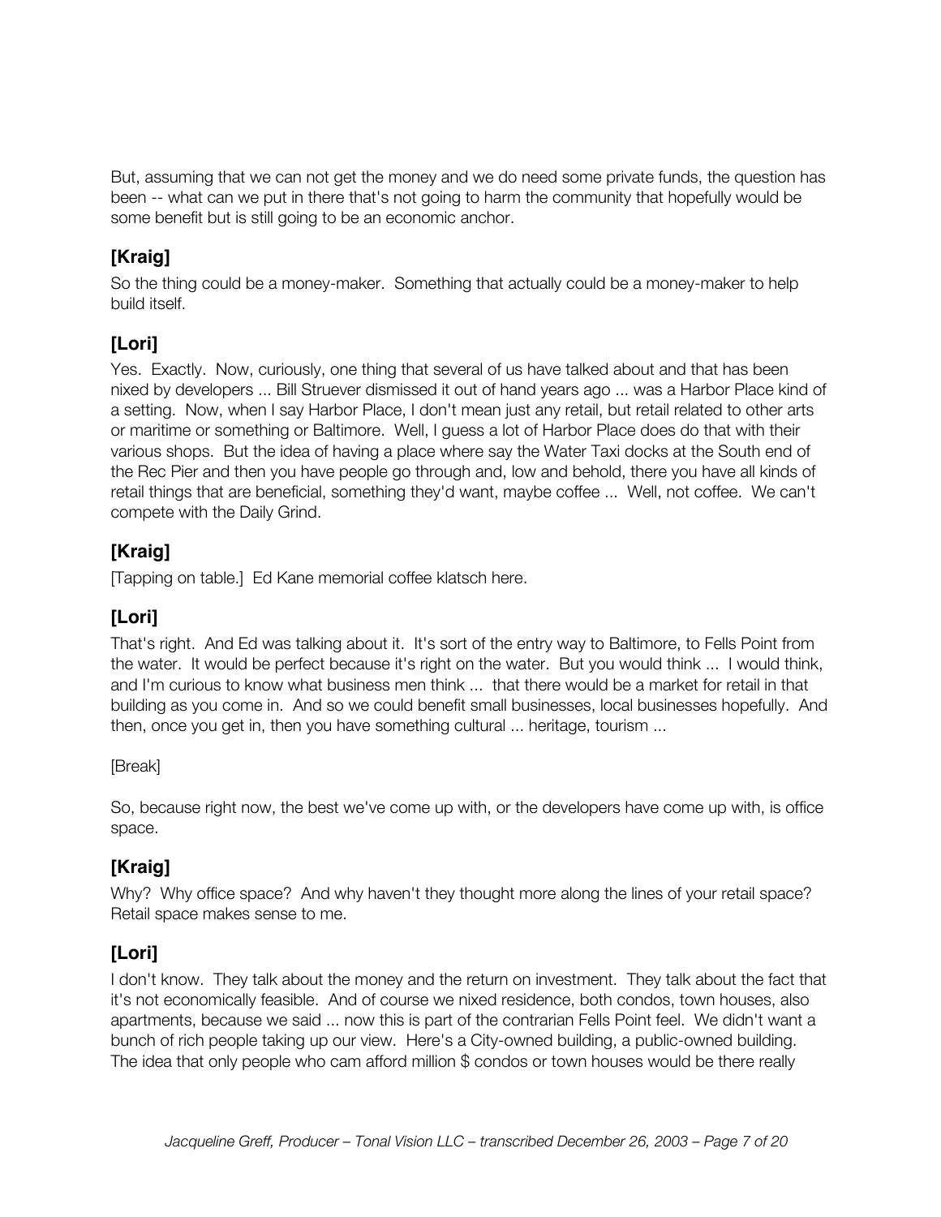But, assuming that we can not get the money and we do need some private funds, the question has been -- what can we put in there that's not going to harm the community that hopefully would be some benefit but is still going to be an economic anchor.

### [Kraig]

So the thing could be a money-maker. Something that actually could be a money-maker to help build itself.

### [Lori]

Yes. Exactly. Now, curiously, one thing that several of us have talked about and that has been nixed by developers ... Bill Struever dismissed it out of hand years ago ... was a Harbor Place kind of a setting. Now, when I say Harbor Place, I don't mean just any retail, but retail related to other arts or maritime or something or Baltimore. Well, I guess a lot of Harbor Place does do that with their various shops. But the idea of having a place where say the Water Taxi docks at the South end of the Rec Pier and then you have people go through and, low and behold, there you have all kinds of retail things that are beneficial, something they'd want, maybe coffee ... Well, not coffee. We can't compete with the Daily Grind.

### [Kraig]

[Tapping on table.] Ed Kane memorial coffee klatsch here.

### [Lori]

That's right. And Ed was talking about it. It's sort of the entry way to Baltimore, to Fells Point from the water. It would be perfect because it's right on the water. But you would think ... I would think, and I'm curious to know what business men think ... that there would be a market for retail in that building as you come in. And so we could benefit small businesses, local businesses hopefully. And then, once you get in, then you have something cultural ... heritage, tourism ...

[Break]

So, because right now, the best we've come up with, or the developers have come up with, is office space.

### [Kraig]

Why? Why office space? And why haven't they thought more along the lines of your retail space? Retail space makes sense to me.

### [Lori]

I don't know. They talk about the money and the return on investment. They talk about the fact that it's not economically feasible. And of course we nixed residence, both condos, town houses, also apartments, because we said ... now this is part of the contrarian Fells Point feel. We didn't want a bunch of rich people taking up our view. Here's a City-owned building, a public-owned building. The idea that only people who cam afford million $ condos or town houses would be there really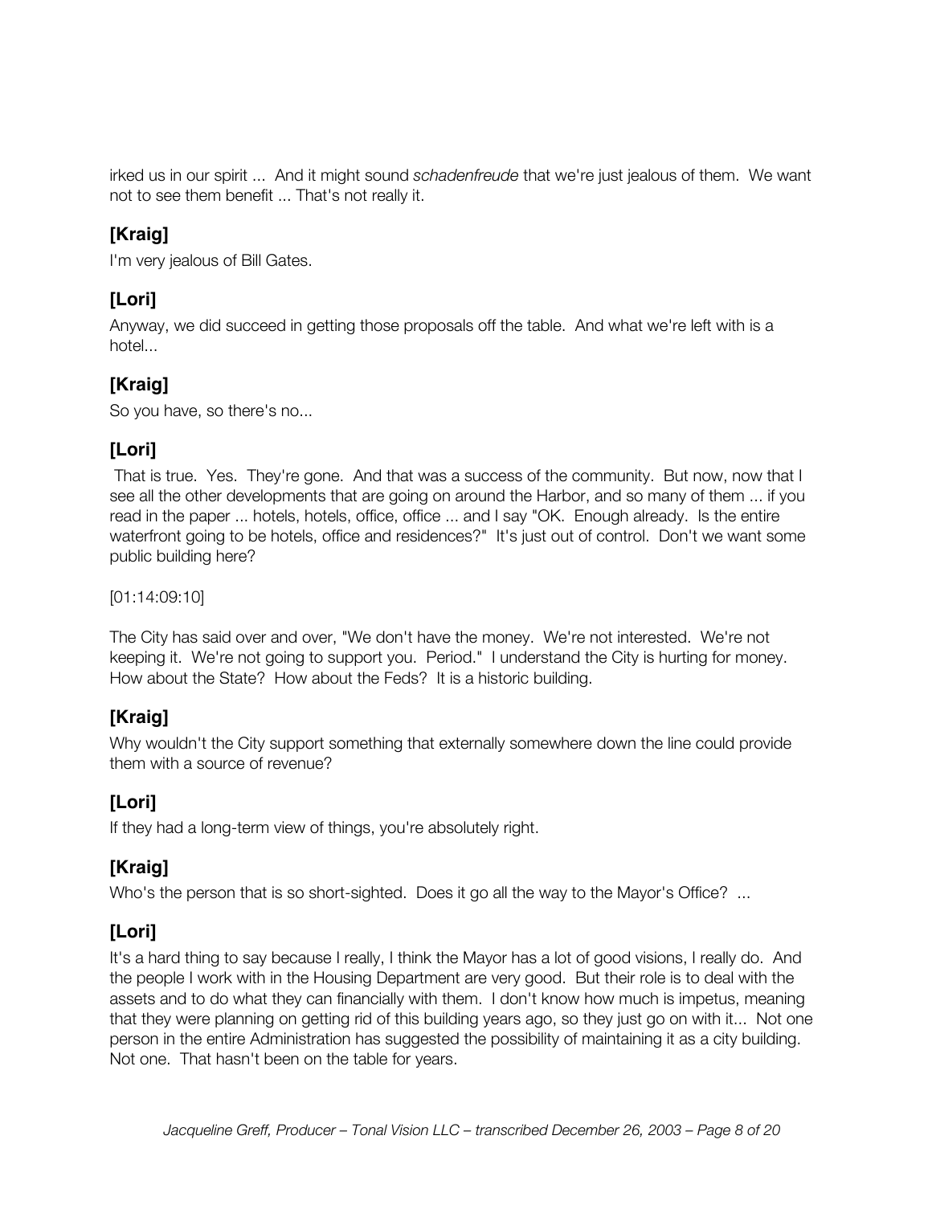irked us in our spirit ... And it might sound *schadenfreude* that we're just jealous of them. We want not to see them benefit ... That's not really it.

## [Kraig]

I'm very jealous of Bill Gates.

## [Lori]

Anyway, we did succeed in getting those proposals off the table. And what we're left with is a hotel...

## [Kraig]

So you have, so there's no...

## [Lori]

That is true. Yes. They're gone. And that was a success of the community. But now, now that I see all the other developments that are going on around the Harbor, and so many of them ... if you read in the paper ... hotels, hotels, office, office ... and I say "OK. Enough already. Is the entire waterfront going to be hotels, office and residences?" It's just out of control. Don't we want some public building here?

[01:14:09:10]

The City has said over and over, "We don't have the money. We're not interested. We're not keeping it. We're not going to support you. Period." I understand the City is hurting for money. How about the State? How about the Feds? It is a historic building.

## [Kraig]

Why wouldn't the City support something that externally somewhere down the line could provide them with a source of revenue?

## [Lori]

If they had a long-term view of things, you're absolutely right.

## [Kraig]

Who's the person that is so short-sighted. Does it go all the way to the Mayor's Office? ...

## [Lori]

It's a hard thing to say because I really, I think the Mayor has a lot of good visions, I really do. And the people I work with in the Housing Department are very good. But their role is to deal with the assets and to do what they can financially with them. I don't know how much is impetus, meaning that they were planning on getting rid of this building years ago, so they just go on with it... Not one person in the entire Administration has suggested the possibility of maintaining it as a city building. Not one. That hasn't been on the table for years.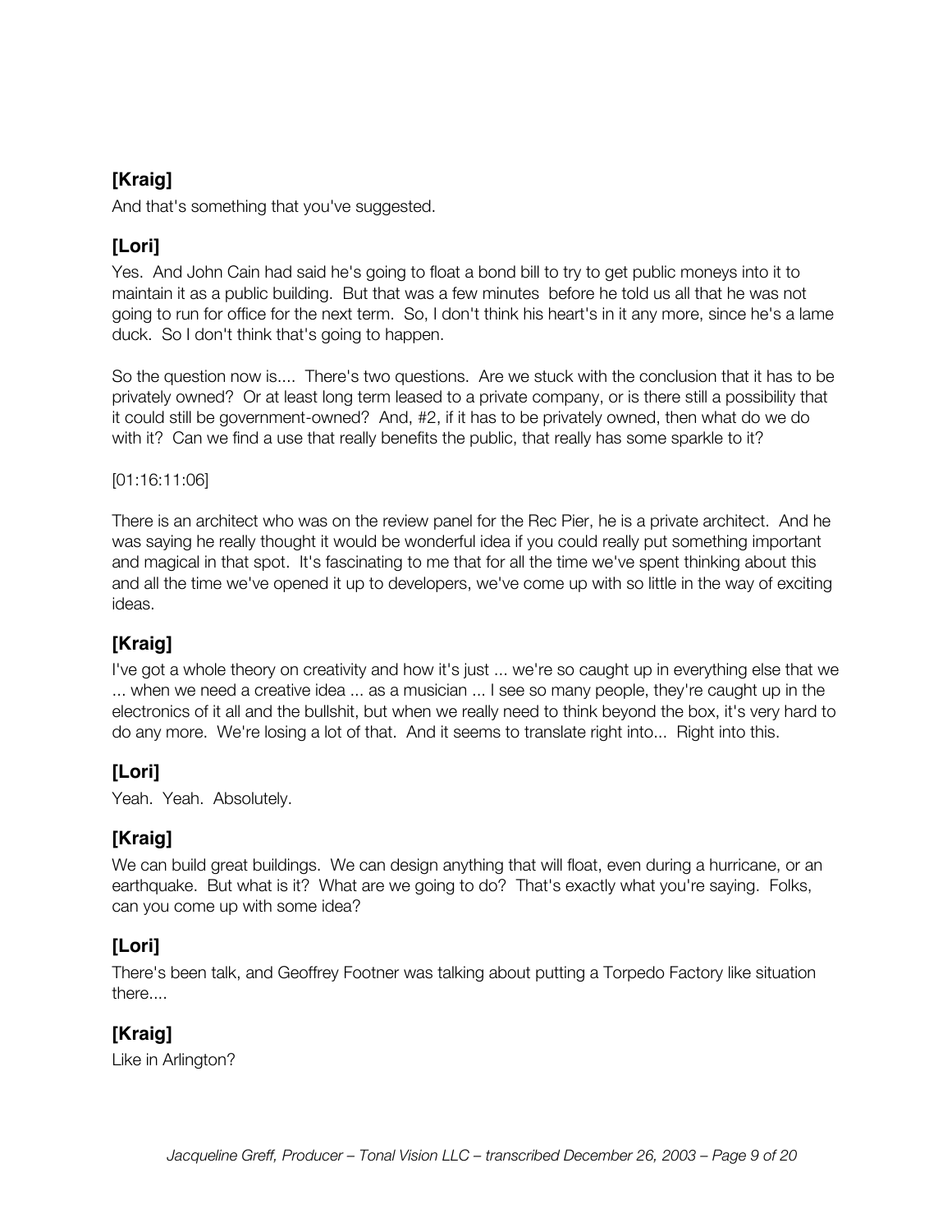**[Kraig]**

And that's something that you've suggested.

**[Lori]**

Yes. And John Cain had said he's going to float a bond bill to try to get public moneys into it to maintain it as a public building. But that was a few minutes before he told us all that he was not going to run for office for the next term. So, I don't think his heart's in it any more, since he's a lame duck. So I don't think that's going to happen.

So the question now is.... There's two questions. Are we stuck with the conclusion that it has to be privately owned? Or at least long term leased to a private company, or is there still a possibility that it could still be government-owned? And, #2, if it has to be privately owned, then what do we do with it? Can we find a use that really benefits the public, that really has some sparkle to it?

[01:16:11:06]

There is an architect who was on the review panel for the Rec Pier, he is a private architect. And he was saying he really thought it would be wonderful idea if you could really put something important and magical in that spot. It's fascinating to me that for all the time we've spent thinking about this and all the time we've opened it up to developers, we've come up with so little in the way of exciting ideas.

**[Kraig]**

I've got a whole theory on creativity and how it's just ... we're so caught up in everything else that we ... when we need a creative idea ... as a musician ... I see so many people, they're caught up in the electronics of it all and the bullshit, but when we really need to think beyond the box, it's very hard to do any more. We're losing a lot of that. And it seems to translate right into... Right into this.

**[Lori]**

Yeah. Yeah. Absolutely.

**[Kraig]**

We can build great buildings. We can design anything that will float, even during a hurricane, or an earthquake. But what is it? What are we going to do? That's exactly what you're saying. Folks, can you come up with some idea?

**[Lori]**

There's been talk, and Geoffrey Footner was talking about putting a Torpedo Factory like situation there....

**[Kraig]**

Like in Arlington?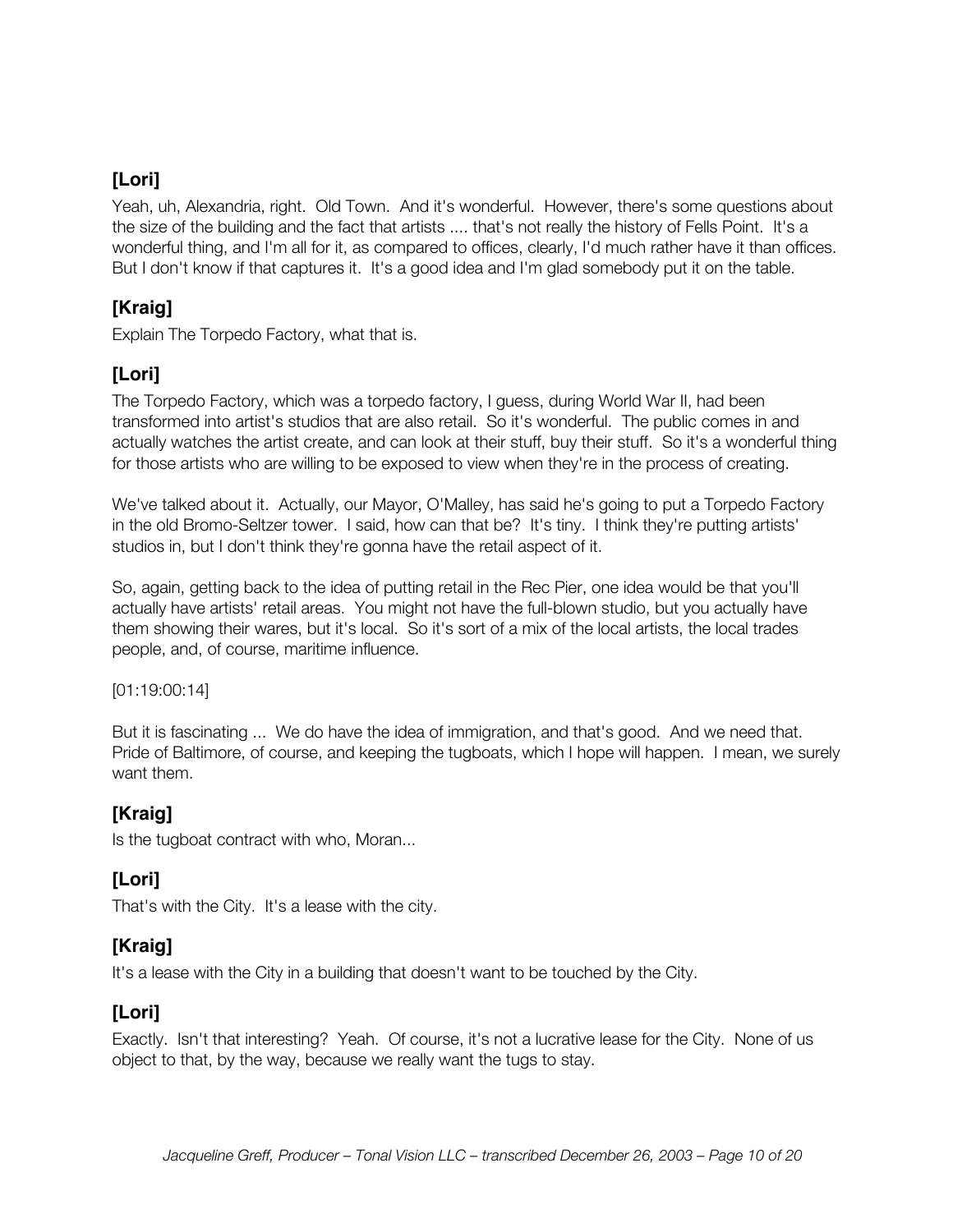### [Lori]

Yeah, uh, Alexandria, right. Old Town. And it's wonderful. However, there's some questions about the size of the building and the fact that artists .... that's not really the history of Fells Point. It's a wonderful thing, and I'm all for it, as compared to offices, clearly, I'd much rather have it than offices. But I don't know if that captures it. It's a good idea and I'm glad somebody put it on the table.

### [Kraig]

Explain The Torpedo Factory, what that is.

### [Lori]

The Torpedo Factory, which was a torpedo factory, I guess, during World War II, had been transformed into artist's studios that are also retail. So it's wonderful. The public comes in and actually watches the artist create, and can look at their stuff, buy their stuff. So it's a wonderful thing for those artists who are willing to be exposed to view when they're in the process of creating.

We've talked about it. Actually, our Mayor, O'Malley, has said he's going to put a Torpedo Factory in the old Bromo-Seltzer tower. I said, how can that be? It's tiny. I think they're putting artists' studios in, but I don't think they're gonna have the retail aspect of it.

So, again, getting back to the idea of putting retail in the Rec Pier, one idea would be that you'll actually have artists' retail areas. You might not have the full-blown studio, but you actually have them showing their wares, but it's local. So it's sort of a mix of the local artists, the local trades people, and, of course, maritime influence.

[01:19:00:14]

But it is fascinating ... We do have the idea of immigration, and that's good. And we need that. Pride of Baltimore, of course, and keeping the tugboats, which I hope will happen. I mean, we surely want them.

### [Kraig]

Is the tugboat contract with who, Moran...

### [Lori]

That's with the City. It's a lease with the city.

### [Kraig]

It's a lease with the City in a building that doesn't want to be touched by the City.

### [Lori]

Exactly. Isn't that interesting? Yeah. Of course, it's not a lucrative lease for the City. None of us object to that, by the way, because we really want the tugs to stay.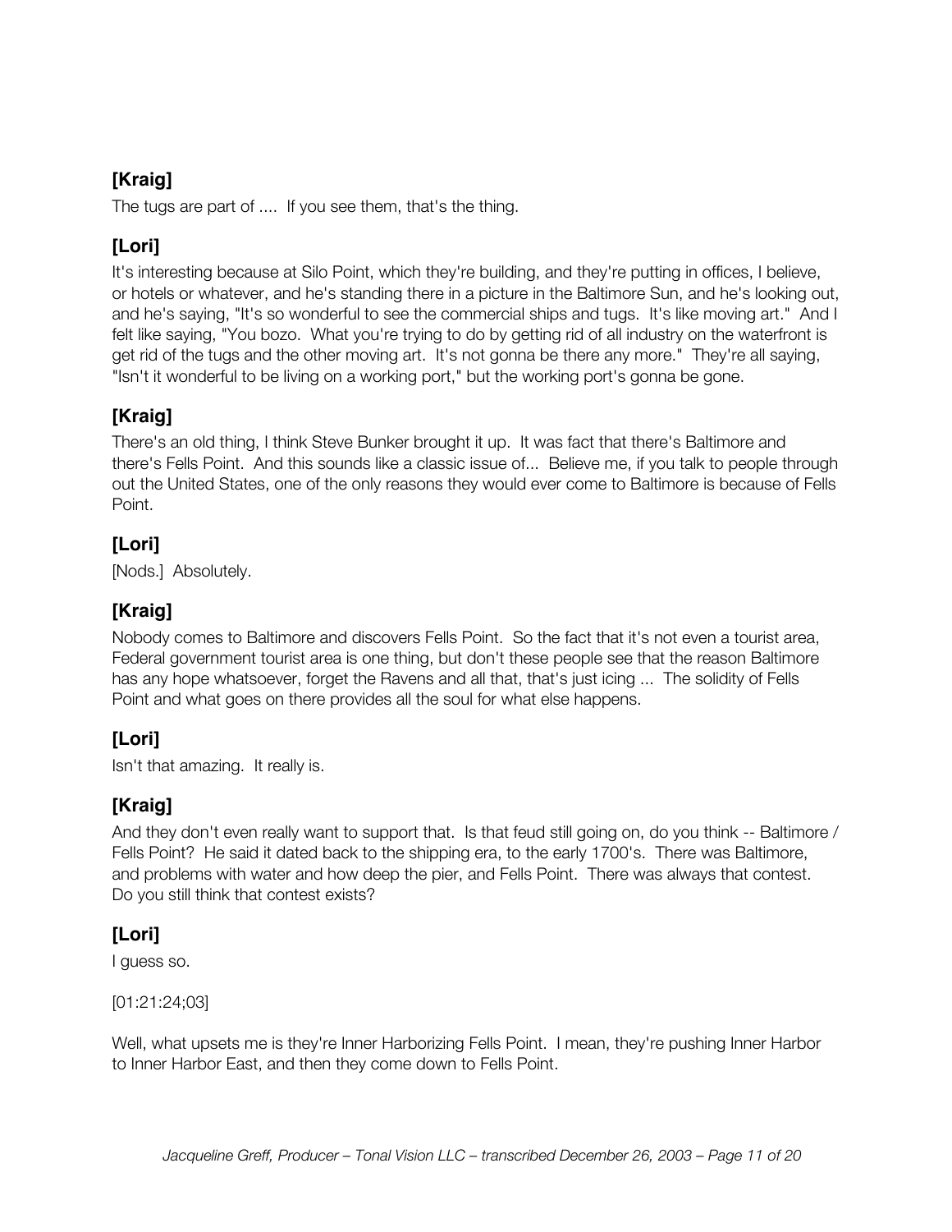**[Kraig]**

The tugs are part of .... If you see them, that's the thing.

**[Lori]**

It's interesting because at Silo Point, which they're building, and they're putting in offices, I believe, or hotels or whatever, and he's standing there in a picture in the Baltimore Sun, and he's looking out, and he's saying, "It's so wonderful to see the commercial ships and tugs. It's like moving art." And I felt like saying, "You bozo. What you're trying to do by getting rid of all industry on the waterfront is get rid of the tugs and the other moving art. It's not gonna be there any more." They're all saying, "Isn't it wonderful to be living on a working port," but the working port's gonna be gone.

**[Kraig]**

There's an old thing, I think Steve Bunker brought it up. It was fact that there's Baltimore and there's Fells Point. And this sounds like a classic issue of... Believe me, if you talk to people through out the United States, one of the only reasons they would ever come to Baltimore is because of Fells Point.

**[Lori]**

[Nods.] Absolutely.

**[Kraig]**

Nobody comes to Baltimore and discovers Fells Point. So the fact that it's not even a tourist area, Federal government tourist area is one thing, but don't these people see that the reason Baltimore has any hope whatsoever, forget the Ravens and all that, that's just icing ... The solidity of Fells Point and what goes on there provides all the soul for what else happens.

**[Lori]**

Isn't that amazing. It really is.

**[Kraig]**

And they don't even really want to support that. Is that feud still going on, do you think -- Baltimore / Fells Point? He said it dated back to the shipping era, to the early 1700's. There was Baltimore, and problems with water and how deep the pier, and Fells Point. There was always that contest. Do you still think that contest exists?

**[Lori]**

I guess so.

[01:21:24;03]

Well, what upsets me is they're Inner Harborizing Fells Point. I mean, they're pushing Inner Harbor to Inner Harbor East, and then they come down to Fells Point.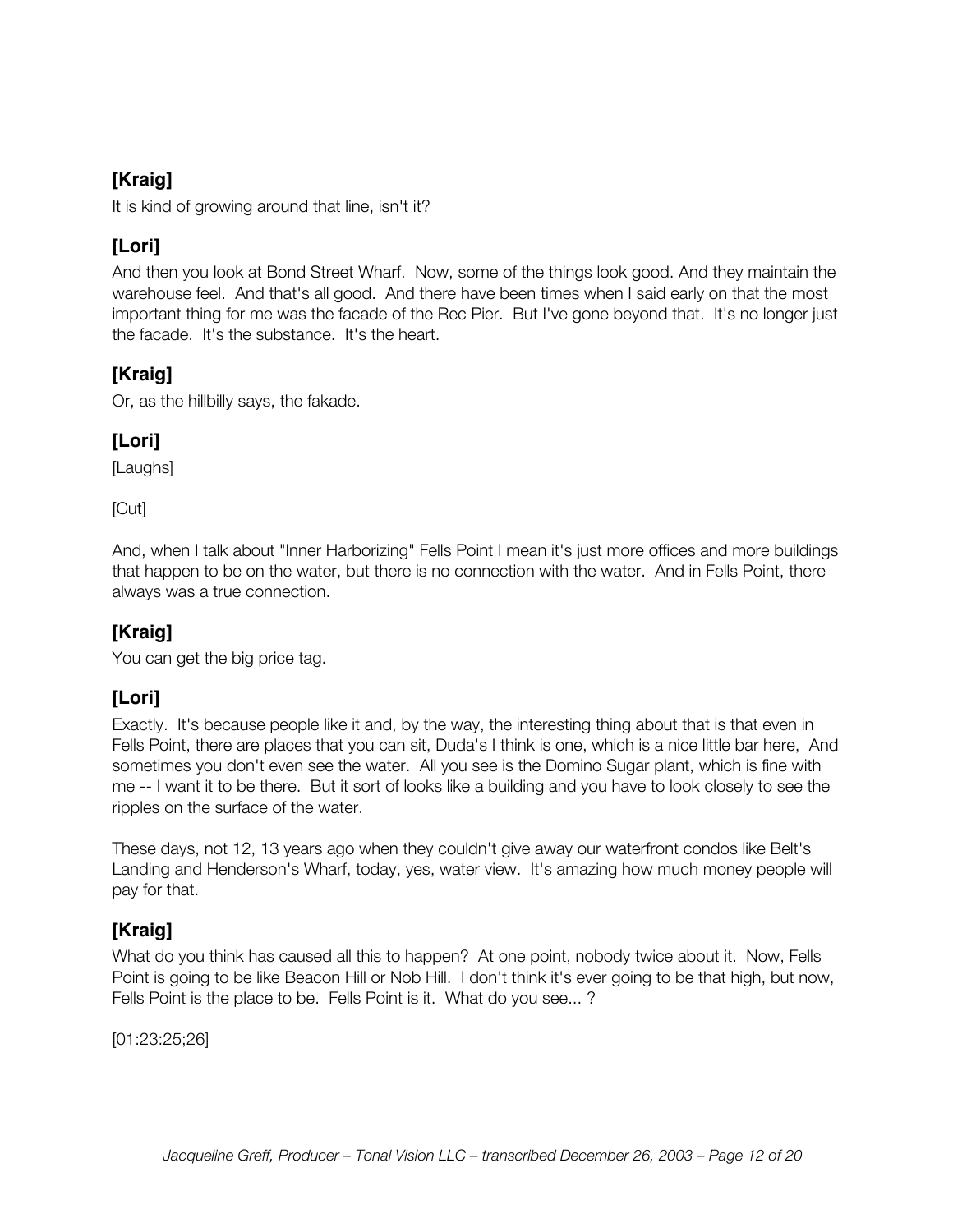### **[Kraig]**

It is kind of growing around that line, isn't it?

### **[Lori]**

And then you look at Bond Street Wharf. Now, some of the things look good. And they maintain the warehouse feel. And that's all good. And there have been times when I said early on that the most important thing for me was the facade of the Rec Pier. But I've gone beyond that. It's no longer just the facade. It's the substance. It's the heart.

### **[Kraig]**

Or, as the hillbilly says, the fakade.

### **[Lori]**

[Laughs]

[Cut]

And, when I talk about "Inner Harborizing" Fells Point I mean it's just more offices and more buildings that happen to be on the water, but there is no connection with the water. And in Fells Point, there always was a true connection.

### **[Kraig]**

You can get the big price tag.

### **[Lori]**

Exactly. It's because people like it and, by the way, the interesting thing about that is that even in Fells Point, there are places that you can sit, Duda's I think is one, which is a nice little bar here, And sometimes you don't even see the water. All you see is the Domino Sugar plant, which is fine with me -- I want it to be there. But it sort of looks like a building and you have to look closely to see the ripples on the surface of the water.

These days, not 12, 13 years ago when they couldn't give away our waterfront condos like Belt's Landing and Henderson's Wharf, today, yes, water view. It's amazing how much money people will pay for that.

### **[Kraig]**

What do you think has caused all this to happen? At one point, nobody twice about it. Now, Fells Point is going to be like Beacon Hill or Nob Hill. I don't think it's ever going to be that high, but now, Fells Point is the place to be. Fells Point is it. What do you see... ?

[01:23:25;26]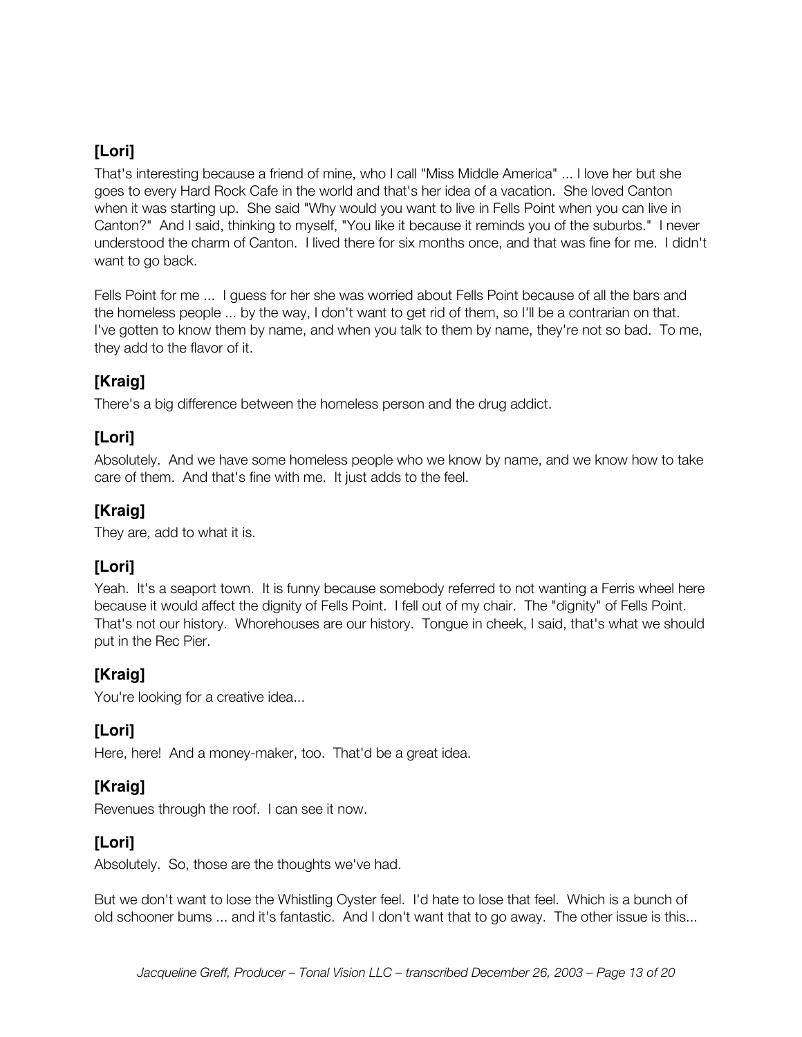### [Lori]

That's interesting because a friend of mine, who I call "Miss Middle America" ... I love her but she goes to every Hard Rock Cafe in the world and that's her idea of a vacation. She loved Canton when it was starting up. She said "Why would you want to live in Fells Point when you can live in Canton?" And I said, thinking to myself, "You like it because it reminds you of the suburbs." I never understood the charm of Canton. I lived there for six months once, and that was fine for me. I didn't want to go back.

Fells Point for me ... I guess for her she was worried about Fells Point because of all the bars and the homeless people ... by the way, I don't want to get rid of them, so I'll be a contrarian on that. I've gotten to know them by name, and when you talk to them by name, they're not so bad. To me, they add to the flavor of it.

### [Kraig]

There's a big difference between the homeless person and the drug addict.

### [Lori]

Absolutely. And we have some homeless people who we know by name, and we know how to take care of them. And that's fine with me. It just adds to the feel.

### [Kraig]

They are, add to what it is.

### [Lori]

Yeah. It's a seaport town. It is funny because somebody referred to not wanting a Ferris wheel here because it would affect the dignity of Fells Point. I fell out of my chair. The "dignity" of Fells Point. That's not our history. Whorehouses are our history. Tongue in cheek, I said, that's what we should put in the Rec Pier.

### [Kraig]

You're looking for a creative idea...

### [Lori]

Here, here! And a money-maker, too. That'd be a great idea.

### [Kraig]

Revenues through the roof. I can see it now.

### [Lori]

Absolutely. So, those are the thoughts we've had.

But we don't want to lose the Whistling Oyster feel. I'd hate to lose that feel. Which is a bunch of old schooner bums ... and it's fantastic. And I don't want that to go away. The other issue is this...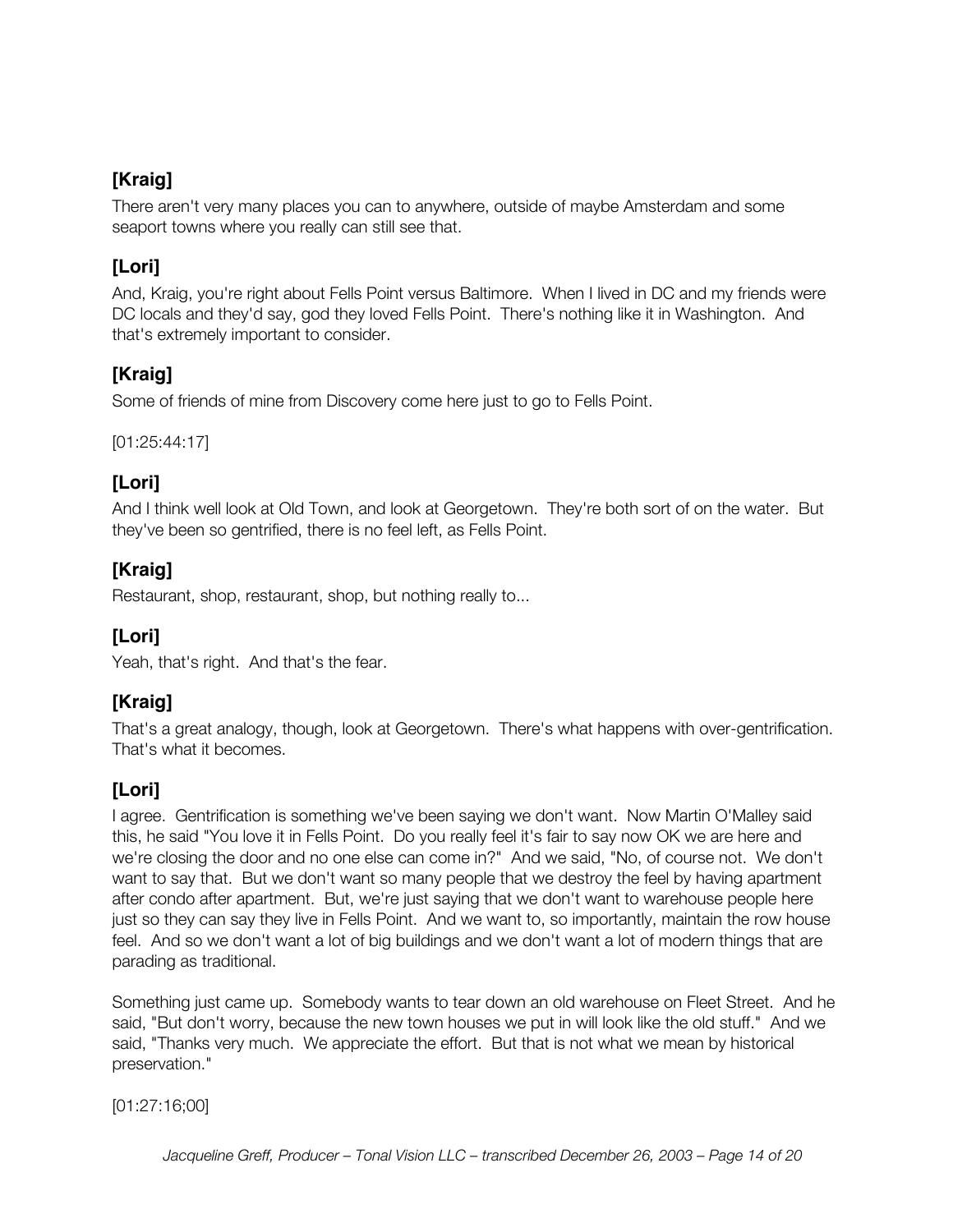**[Kraig]**

There aren't very many places you can to anywhere, outside of maybe Amsterdam and some seaport towns where you really can still see that.

**[Lori]**

And, Kraig, you're right about Fells Point versus Baltimore. When I lived in DC and my friends were DC locals and they'd say, god they loved Fells Point. There's nothing like it in Washington. And that's extremely important to consider.

**[Kraig]**

Some of friends of mine from Discovery come here just to go to Fells Point.

[01:25:44:17]

**[Lori]**

And I think well look at Old Town, and look at Georgetown. They're both sort of on the water. But they've been so gentrified, there is no feel left, as Fells Point.

**[Kraig]**

Restaurant, shop, restaurant, shop, but nothing really to...

**[Lori]**

Yeah, that's right. And that's the fear.

**[Kraig]**

That's a great analogy, though, look at Georgetown. There's what happens with over-gentrification. That's what it becomes.

**[Lori]**

I agree. Gentrification is something we've been saying we don't want. Now Martin O'Malley said this, he said "You love it in Fells Point. Do you really feel it's fair to say now OK we are here and we're closing the door and no one else can come in?" And we said, "No, of course not. We don't want to say that. But we don't want so many people that we destroy the feel by having apartment after condo after apartment. But, we're just saying that we don't want to warehouse people here just so they can say they live in Fells Point. And we want to, so importantly, maintain the row house feel. And so we don't want a lot of big buildings and we don't want a lot of modern things that are parading as traditional.

Something just came up. Somebody wants to tear down an old warehouse on Fleet Street. And he said, "But don't worry, because the new town houses we put in will look like the old stuff." And we said, "Thanks very much. We appreciate the effort. But that is not what we mean by historical preservation."

[01:27:16;00]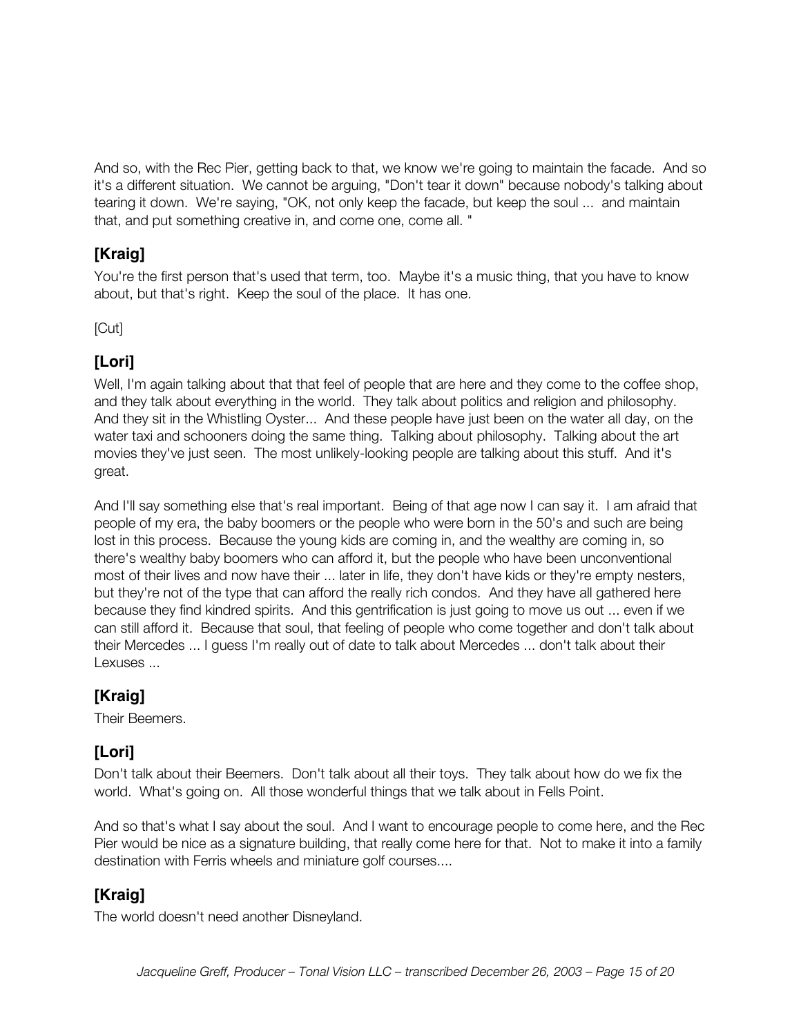And so, with the Rec Pier, getting back to that, we know we're going to maintain the facade. And so it's a different situation. We cannot be arguing, "Don't tear it down" because nobody's talking about tearing it down. We're saying, "OK, not only keep the facade, but keep the soul ... and maintain that, and put something creative in, and come one, come all. "

### [Kraig]

You're the first person that's used that term, too. Maybe it's a music thing, that you have to know about, but that's right. Keep the soul of the place. It has one.

[Cut]

### [Lori]

Well, I'm again talking about that that feel of people that are here and they come to the coffee shop, and they talk about everything in the world. They talk about politics and religion and philosophy. And they sit in the Whistling Oyster... And these people have just been on the water all day, on the water taxi and schooners doing the same thing. Talking about philosophy. Talking about the art movies they've just seen. The most unlikely-looking people are talking about this stuff. And it's great.

And I'll say something else that's real important. Being of that age now I can say it. I am afraid that people of my era, the baby boomers or the people who were born in the 50's and such are being lost in this process. Because the young kids are coming in, and the wealthy are coming in, so there's wealthy baby boomers who can afford it, but the people who have been unconventional most of their lives and now have their ... later in life, they don't have kids or they're empty nesters, but they're not of the type that can afford the really rich condos. And they have all gathered here because they find kindred spirits. And this gentrification is just going to move us out ... even if we can still afford it. Because that soul, that feeling of people who come together and don't talk about their Mercedes ... I guess I'm really out of date to talk about Mercedes ... don't talk about their Lexuses ...

### [Kraig]

Their Beemers.

### [Lori]

Don't talk about their Beemers. Don't talk about all their toys. They talk about how do we fix the world. What's going on. All those wonderful things that we talk about in Fells Point.

And so that's what I say about the soul. And I want to encourage people to come here, and the Rec Pier would be nice as a signature building, that really come here for that. Not to make it into a family destination with Ferris wheels and miniature golf courses....

### [Kraig]

The world doesn't need another Disneyland.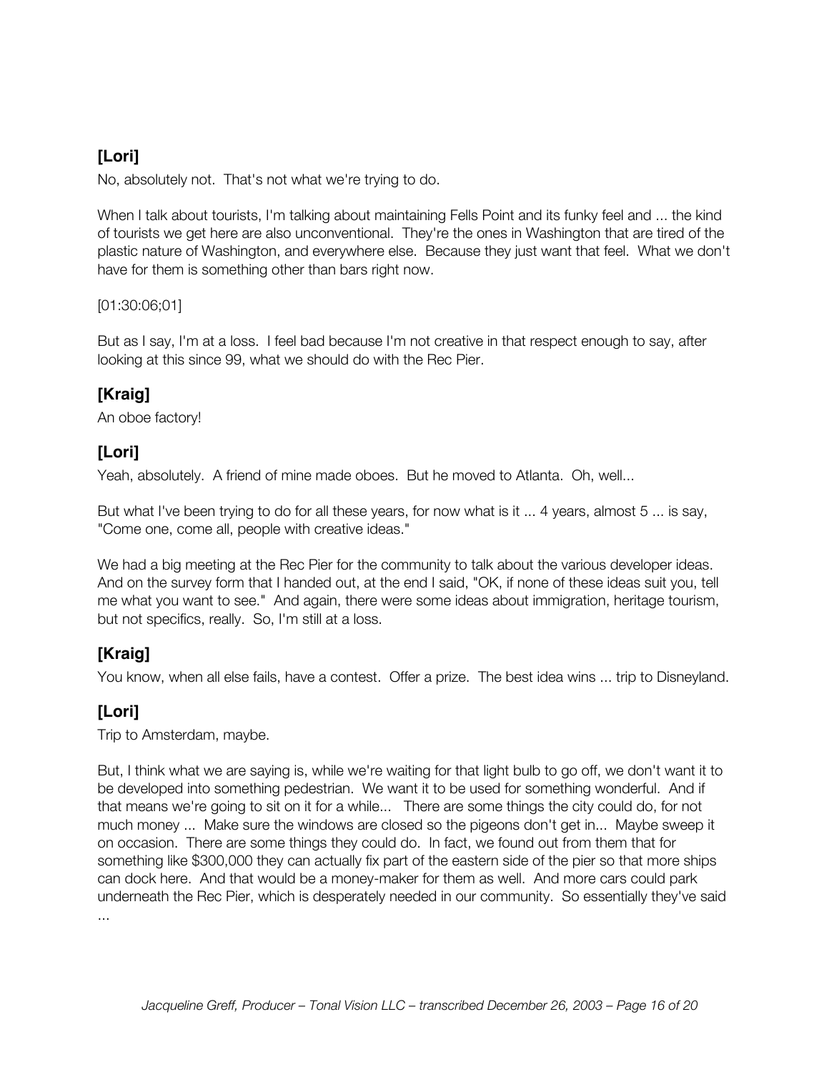### [Lori]

No, absolutely not. That's not what we're trying to do.

When I talk about tourists, I'm talking about maintaining Fells Point and its funky feel and ... the kind of tourists we get here are also unconventional. They're the ones in Washington that are tired of the plastic nature of Washington, and everywhere else. Because they just want that feel. What we don't have for them is something other than bars right now.

[01:30:06;01]

But as I say, I'm at a loss. I feel bad because I'm not creative in that respect enough to say, after looking at this since 99, what we should do with the Rec Pier.

### [Kraig]

An oboe factory!

### [Lori]

Yeah, absolutely. A friend of mine made oboes. But he moved to Atlanta. Oh, well...

But what I've been trying to do for all these years, for now what is it ... 4 years, almost 5 ... is say, "Come one, come all, people with creative ideas."

We had a big meeting at the Rec Pier for the community to talk about the various developer ideas. And on the survey form that I handed out, at the end I said, "OK, if none of these ideas suit you, tell me what you want to see." And again, there were some ideas about immigration, heritage tourism, but not specifics, really. So, I'm still at a loss.

### [Kraig]

You know, when all else fails, have a contest. Offer a prize. The best idea wins ... trip to Disneyland.

### [Lori]

Trip to Amsterdam, maybe.

But, I think what we are saying is, while we're waiting for that light bulb to go off, we don't want it to be developed into something pedestrian. We want it to be used for something wonderful. And if that means we're going to sit on it for a while... There are some things the city could do, for not much money ... Make sure the windows are closed so the pigeons don't get in... Maybe sweep it on occasion. There are some things they could do. In fact, we found out from them that for something like $300,000 they can actually fix part of the eastern side of the pier so that more ships can dock here. And that would be a money-maker for them as well. And more cars could park underneath the Rec Pier, which is desperately needed in our community. So essentially they've said ...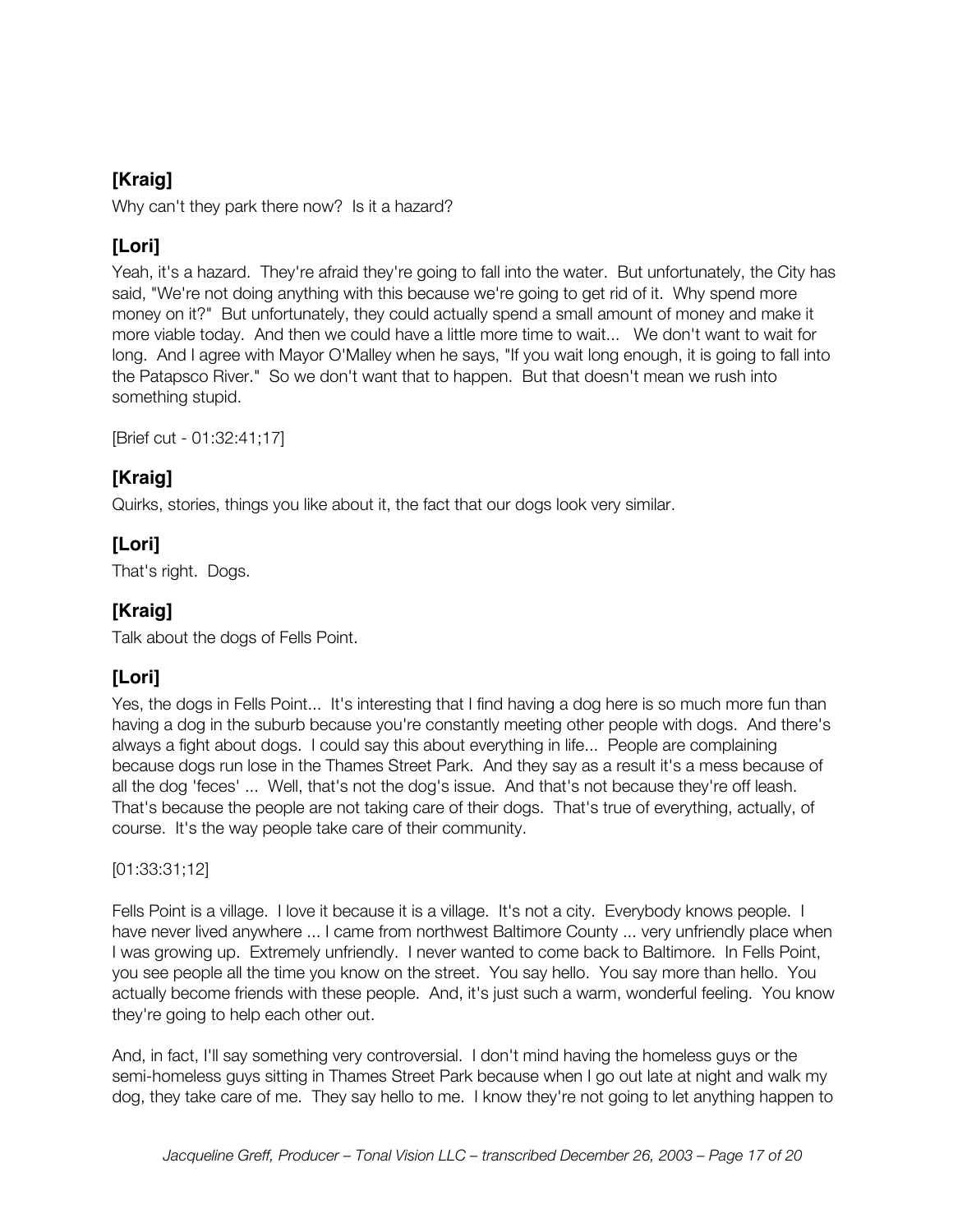### [Kraig]

Why can't they park there now? Is it a hazard?

### [Lori]

Yeah, it's a hazard. They're afraid they're going to fall into the water. But unfortunately, the City has said, "We're not doing anything with this because we're going to get rid of it. Why spend more money on it?" But unfortunately, they could actually spend a small amount of money and make it more viable today. And then we could have a little more time to wait... We don't want to wait for long. And I agree with Mayor O'Malley when he says, "If you wait long enough, it is going to fall into the Patapsco River." So we don't want that to happen. But that doesn't mean we rush into something stupid.

[Brief cut - 01:32:41;17]

### [Kraig]

Quirks, stories, things you like about it, the fact that our dogs look very similar.

### [Lori]

That's right. Dogs.

### [Kraig]

Talk about the dogs of Fells Point.

### [Lori]

Yes, the dogs in Fells Point... It's interesting that I find having a dog here is so much more fun than having a dog in the suburb because you're constantly meeting other people with dogs. And there's always a fight about dogs. I could say this about everything in life... People are complaining because dogs run lose in the Thames Street Park. And they say as a result it's a mess because of all the dog 'feces' ... Well, that's not the dog's issue. And that's not because they're off leash. That's because the people are not taking care of their dogs. That's true of everything, actually, of course. It's the way people take care of their community.

[01:33:31;12]

Fells Point is a village. I love it because it is a village. It's not a city. Everybody knows people. I have never lived anywhere ... I came from northwest Baltimore County ... very unfriendly place when I was growing up. Extremely unfriendly. I never wanted to come back to Baltimore. In Fells Point, you see people all the time you know on the street. You say hello. You say more than hello. You actually become friends with these people. And, it's just such a warm, wonderful feeling. You know they're going to help each other out.

And, in fact, I'll say something very controversial. I don't mind having the homeless guys or the semi-homeless guys sitting in Thames Street Park because when I go out late at night and walk my dog, they take care of me. They say hello to me. I know they're not going to let anything happen to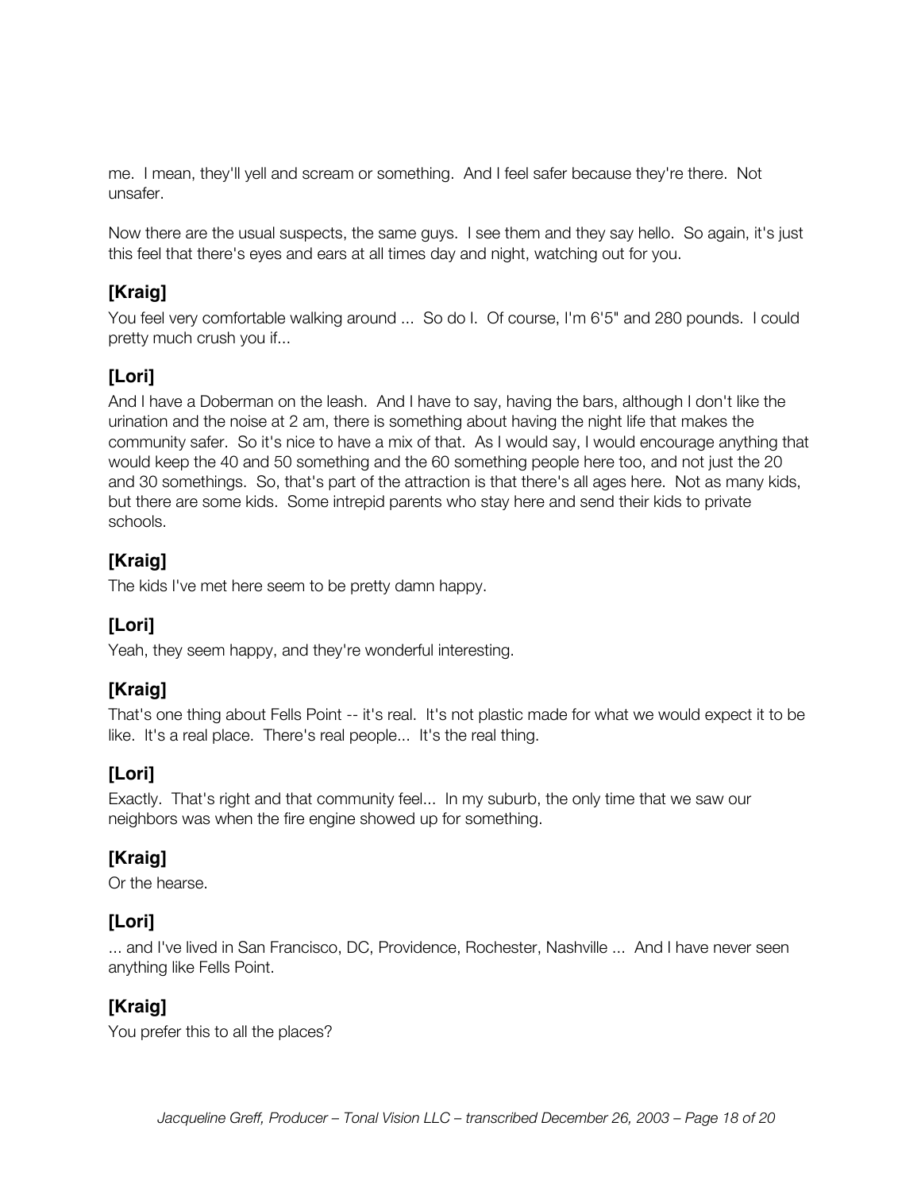me. I mean, they'll yell and scream or something. And I feel safer because they're there. Not unsafer.

Now there are the usual suspects, the same guys. I see them and they say hello. So again, it's just this feel that there's eyes and ears at all times day and night, watching out for you.

## [Kraig]

You feel very comfortable walking around ... So do I. Of course, I'm 6'5" and 280 pounds. I could pretty much crush you if...

## [Lori]

And I have a Doberman on the leash. And I have to say, having the bars, although I don't like the urination and the noise at 2 am, there is something about having the night life that makes the community safer. So it's nice to have a mix of that. As I would say, I would encourage anything that would keep the 40 and 50 something and the 60 something people here too, and not just the 20 and 30 somethings. So, that's part of the attraction is that there's all ages here. Not as many kids, but there are some kids. Some intrepid parents who stay here and send their kids to private schools.

## [Kraig]

The kids I've met here seem to be pretty damn happy.

## [Lori]

Yeah, they seem happy, and they're wonderful interesting.

## [Kraig]

That's one thing about Fells Point -- it's real. It's not plastic made for what we would expect it to be like. It's a real place. There's real people... It's the real thing.

## [Lori]

Exactly. That's right and that community feel... In my suburb, the only time that we saw our neighbors was when the fire engine showed up for something.

## [Kraig]

Or the hearse.

## [Lori]

... and I've lived in San Francisco, DC, Providence, Rochester, Nashville ... And I have never seen anything like Fells Point.

## [Kraig]

You prefer this to all the places?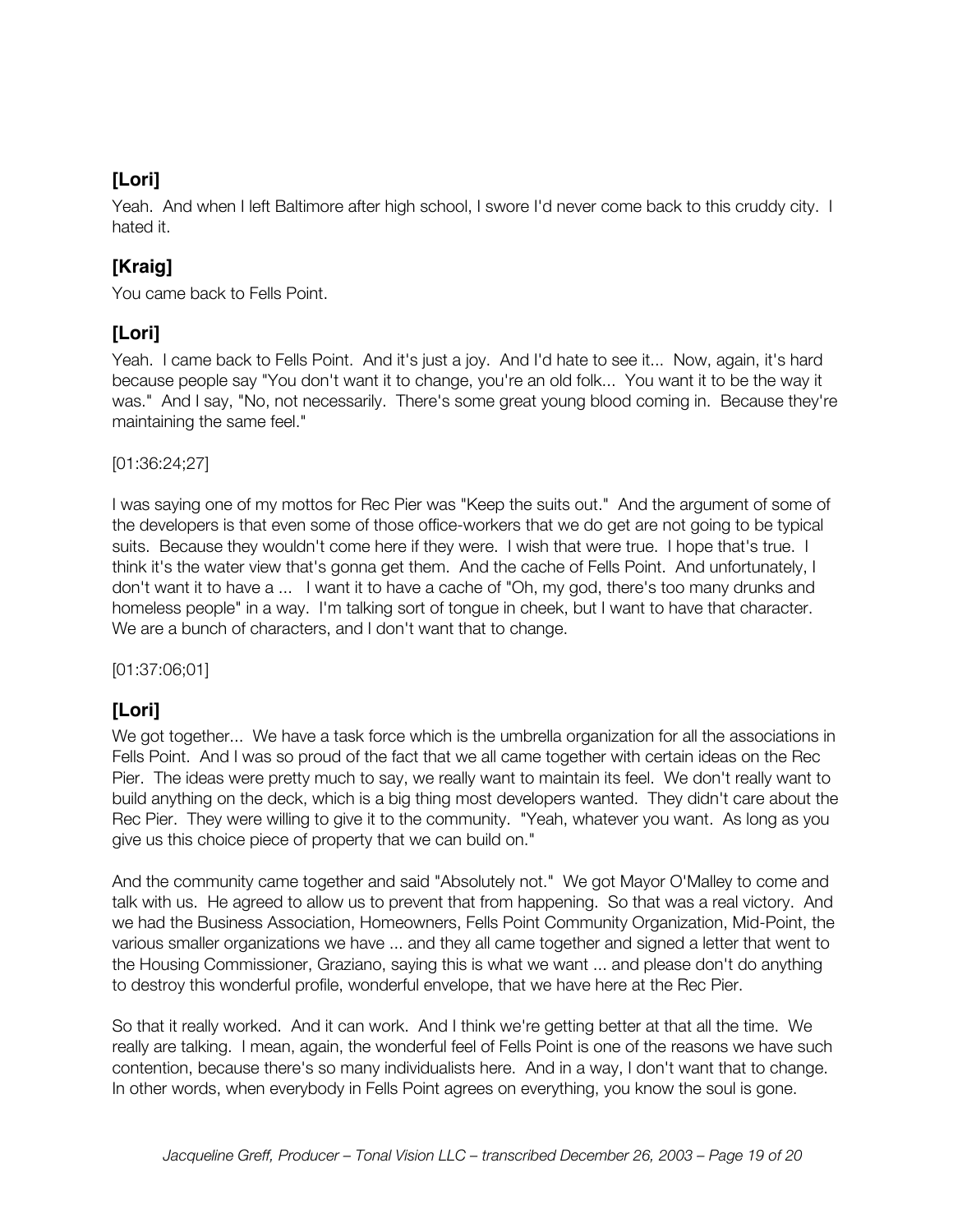## [Lori]

Yeah. And when I left Baltimore after high school, I swore I'd never come back to this cruddy city. I hated it.

## [Kraig]

You came back to Fells Point.

## [Lori]

Yeah. I came back to Fells Point. And it's just a joy. And I'd hate to see it... Now, again, it's hard because people say "You don't want it to change, you're an old folk... You want it to be the way it was." And I say, "No, not necessarily. There's some great young blood coming in. Because they're maintaining the same feel."

[01:36:24;27]

I was saying one of my mottos for Rec Pier was "Keep the suits out." And the argument of some of the developers is that even some of those office-workers that we do get are not going to be typical suits. Because they wouldn't come here if they were. I wish that were true. I hope that's true. I think it's the water view that's gonna get them. And the cache of Fells Point. And unfortunately, I don't want it to have a ... I want it to have a cache of "Oh, my god, there's too many drunks and homeless people" in a way. I'm talking sort of tongue in cheek, but I want to have that character. We are a bunch of characters, and I don't want that to change.

[01:37:06;01]

## [Lori]

We got together... We have a task force which is the umbrella organization for all the associations in Fells Point. And I was so proud of the fact that we all came together with certain ideas on the Rec Pier. The ideas were pretty much to say, we really want to maintain its feel. We don't really want to build anything on the deck, which is a big thing most developers wanted. They didn't care about the Rec Pier. They were willing to give it to the community. "Yeah, whatever you want. As long as you give us this choice piece of property that we can build on."

And the community came together and said "Absolutely not." We got Mayor O'Malley to come and talk with us. He agreed to allow us to prevent that from happening. So that was a real victory. And we had the Business Association, Homeowners, Fells Point Community Organization, Mid-Point, the various smaller organizations we have ... and they all came together and signed a letter that went to the Housing Commissioner, Graziano, saying this is what we want ... and please don't do anything to destroy this wonderful profile, wonderful envelope, that we have here at the Rec Pier.

So that it really worked. And it can work. And I think we're getting better at that all the time. We really are talking. I mean, again, the wonderful feel of Fells Point is one of the reasons we have such contention, because there's so many individualists here. And in a way, I don't want that to change. In other words, when everybody in Fells Point agrees on everything, you know the soul is gone.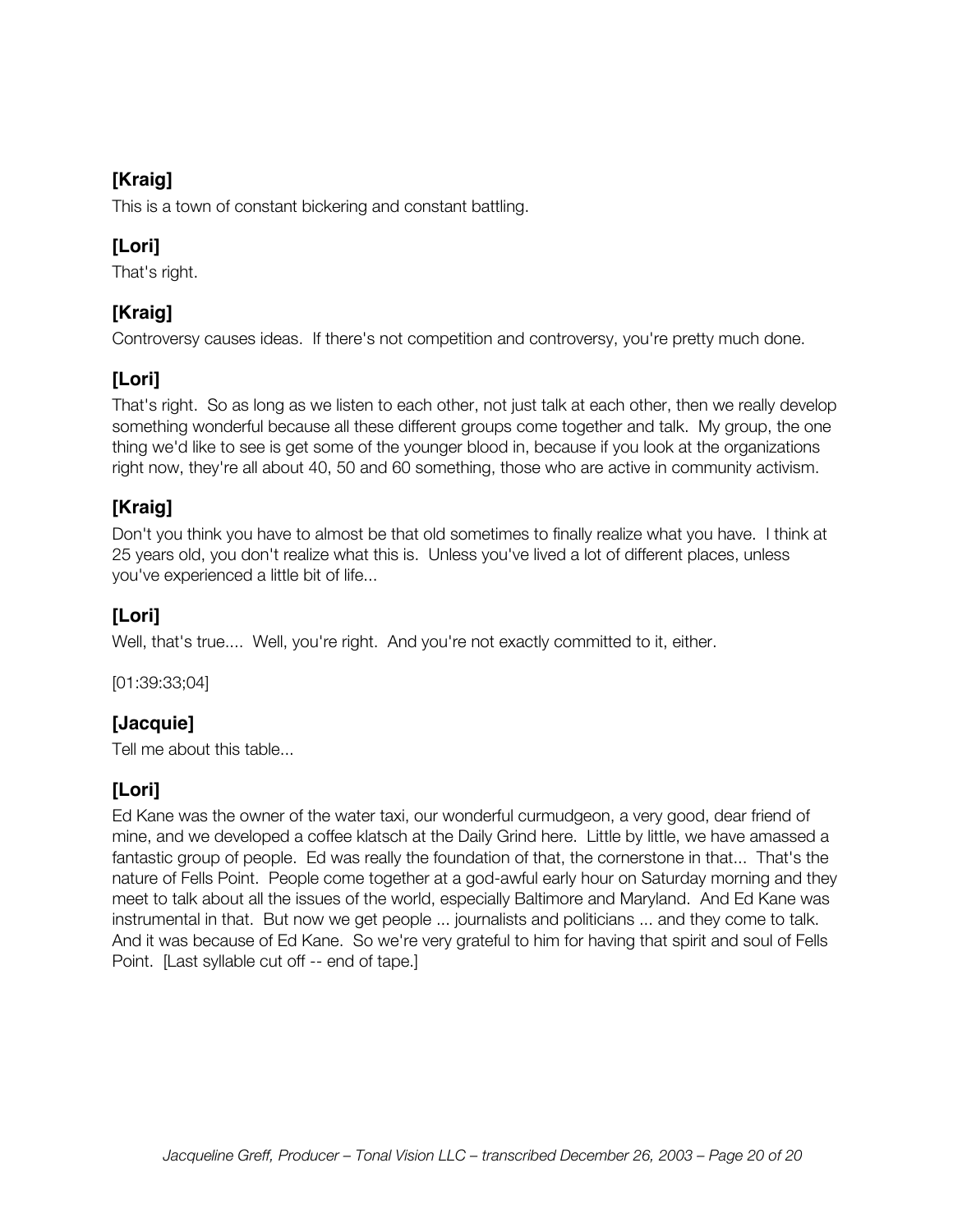**[Kraig]**

This is a town of constant bickering and constant battling.

**[Lori]**

That's right.

**[Kraig]**

Controversy causes ideas.  If there's not competition and controversy, you're pretty much done.

**[Lori]**

That's right.  So as long as we listen to each other, not just talk at each other, then we really develop something wonderful because all these different groups come together and talk.  My group, the one thing we'd like to see is get some of the younger blood in, because if you look at the organizations right now, they're all about 40, 50 and 60 something, those who are active in community activism.

**[Kraig]**

Don't you think you have to almost be that old sometimes to finally realize what you have.  I think at 25 years old, you don't realize what this is.  Unless you've lived a lot of different places, unless you've experienced a little bit of life...

**[Lori]**

Well, that's true....  Well, you're right.  And you're not exactly committed to it, either.

[01:39:33;04]

**[Jacquie]**

Tell me about this table...

**[Lori]**

Ed Kane was the owner of the water taxi, our wonderful curmudgeon, a very good, dear friend of mine, and we developed a coffee klatsch at the Daily Grind here.  Little by little, we have amassed a fantastic group of people.  Ed was really the foundation of that, the cornerstone in that...  That's the nature of Fells Point.  People come together at a god-awful early hour on Saturday morning and they meet to talk about all the issues of the world, especially Baltimore and Maryland.  And Ed Kane was instrumental in that.  But now we get people ... journalists and politicians ... and they come to talk. And it was because of Ed Kane.  So we're very grateful to him for having that spirit and soul of Fells Point.  [Last syllable cut off -- end of tape.]